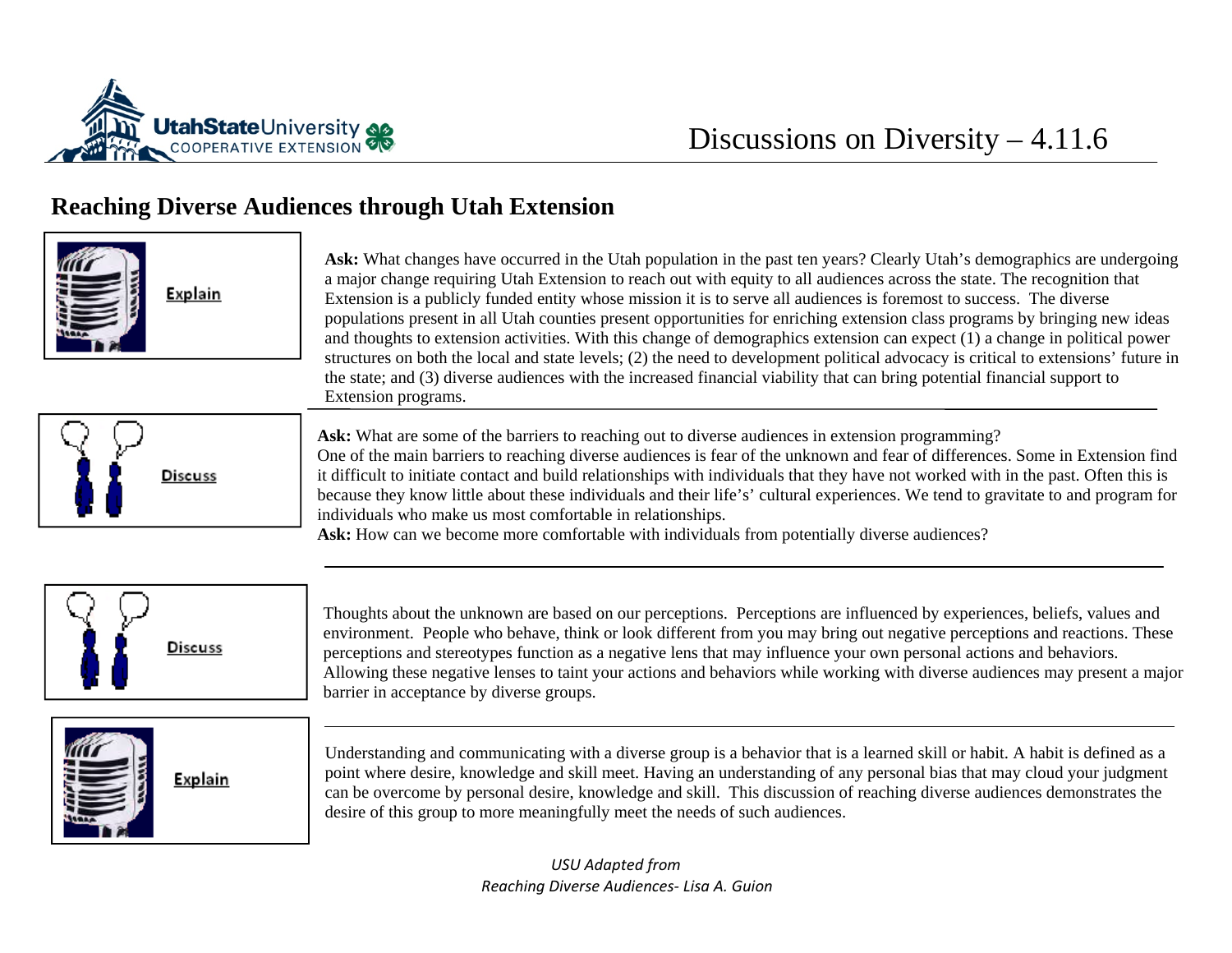Discussions on Diversity – 4.11.6

## Reaching Diverse Audiences through Utah Extension

Explain

**Ask:** What changes have occurred in the Utah population in the past ten years? Clearly Utah's demographics are undergoing a major change requiring Utah Extension to reach out with equity to all audiences across the state. The recognition that Extension is a publicly funded entity whose mission it is to serve all audiences is foremost to success. The diverse populations present in all Utah counties present opportunities for enriching extension class programs by bringing new ideas and thoughts to extension activities. With this change of demographics extension can expect (1) a change in political power structures on both the local and state levels; (2) the need to development political advocacy is critical to extensions' future in the state; and (3) diverse audiences with the increased financial viability that can bring potential financial support to Extension programs.

Discuss

**Ask:** What are some of the barriers to reaching out to diverse audiences in extension programming?
One of the main barriers to reaching diverse audiences is fear of the unknown and fear of differences. Some in Extension find it difficult to initiate contact and build relationships with individuals that they have not worked with in the past. Often this is because they know little about these individuals and their life's' cultural experiences. We tend to gravitate to and program for individuals who make us most comfortable in relationships.
**Ask:** How can we become more comfortable with individuals from potentially diverse audiences?

Discuss

Thoughts about the unknown are based on our perceptions. Perceptions are influenced by experiences, beliefs, values and environment. People who behave, think or look different from you may bring out negative perceptions and reactions. These perceptions and stereotypes function as a negative lens that may influence your own personal actions and behaviors. Allowing these negative lenses to taint your actions and behaviors while working with diverse audiences may present a major barrier in acceptance by diverse groups.

Explain

Understanding and communicating with a diverse group is a behavior that is a learned skill or habit. A habit is defined as a point where desire, knowledge and skill meet. Having an understanding of any personal bias that may cloud your judgment can be overcome by personal desire, knowledge and skill. This discussion of reaching diverse audiences demonstrates the desire of this group to more meaningfully meet the needs of such audiences.

*USU Adapted from*
*Reaching Diverse Audiences- Lisa A. Guion*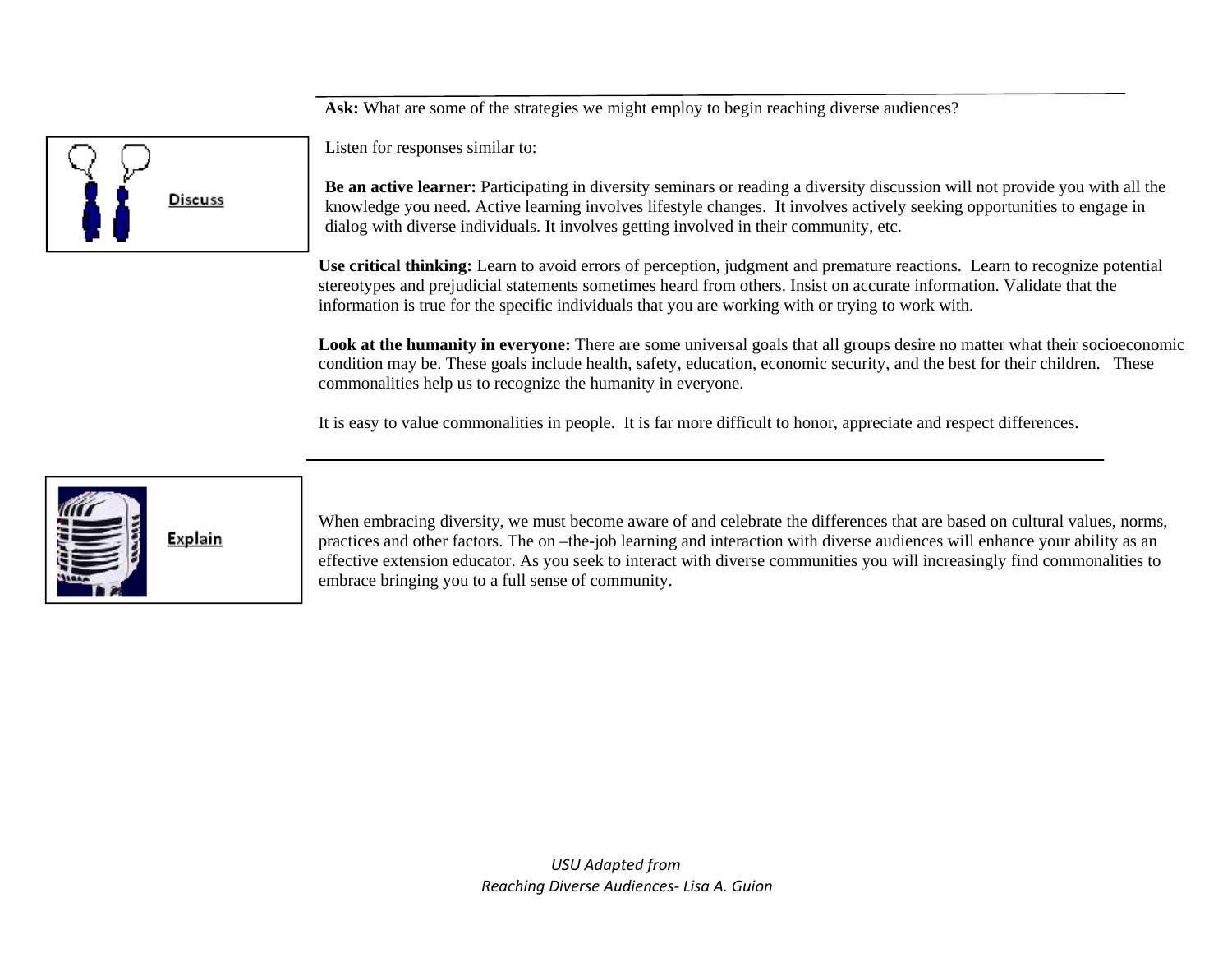**Discuss**

**Ask:** What are some of the strategies we might employ to begin reaching diverse audiences?

Listen for responses similar to:

**Be an active learner:** Participating in diversity seminars or reading a diversity discussion will not provide you with all the knowledge you need. Active learning involves lifestyle changes. It involves actively seeking opportunities to engage in dialog with diverse individuals. It involves getting involved in their community, etc.

**Use critical thinking:** Learn to avoid errors of perception, judgment and premature reactions. Learn to recognize potential stereotypes and prejudicial statements sometimes heard from others. Insist on accurate information. Validate that the information is true for the specific individuals that you are working with or trying to work with.

**Look at the humanity in everyone:** There are some universal goals that all groups desire no matter what their socioeconomic condition may be. These goals include health, safety, education, economic security, and the best for their children. These commonalities help us to recognize the humanity in everyone.

It is easy to value commonalities in people. It is far more difficult to honor, appreciate and respect differences.

---

**Explain**

When embracing diversity, we must become aware of and celebrate the differences that are based on cultural values, norms, practices and other factors. The on –the-job learning and interaction with diverse audiences will enhance your ability as an effective extension educator. As you seek to interact with diverse communities you will increasingly find commonalities to embrace bringing you to a full sense of community.

*USU Adapted from*
*Reaching Diverse Audiences- Lisa A. Guion*